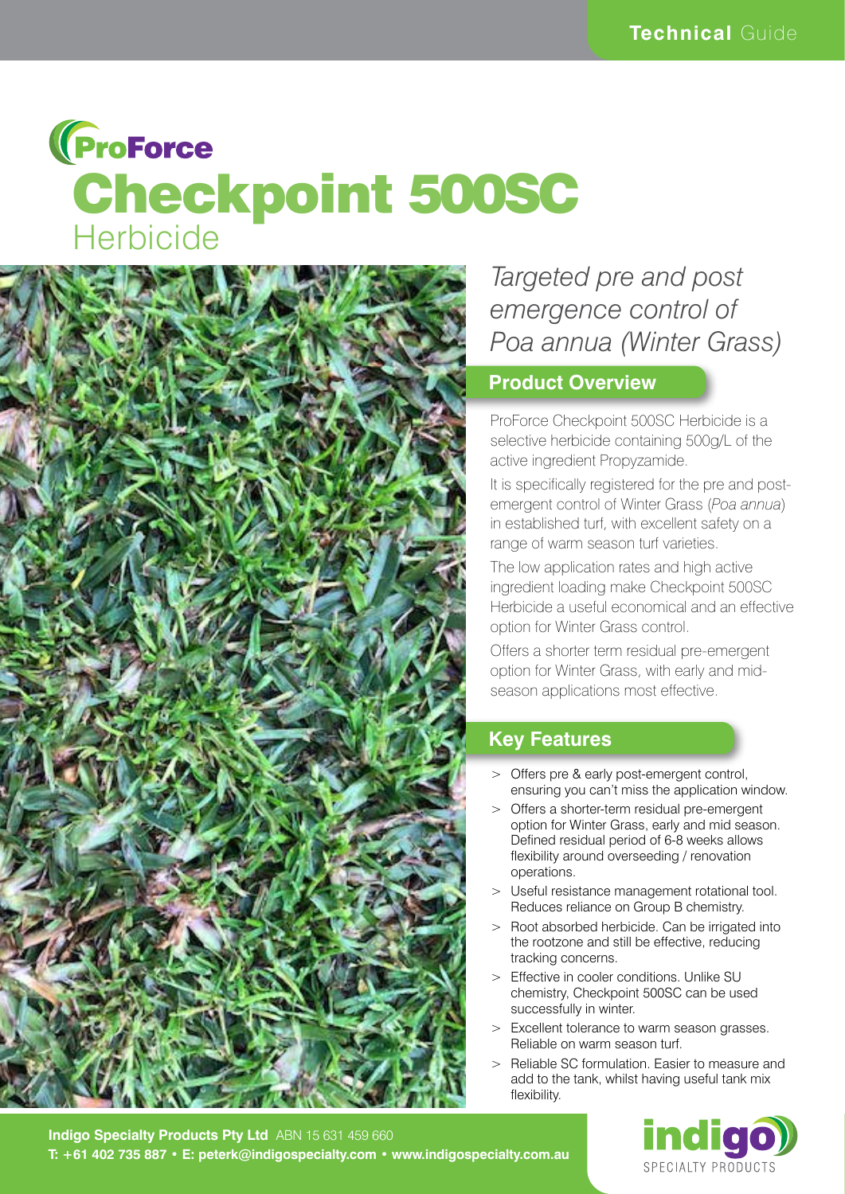Technical Guide

ProForce

# Checkpoint 500SC

## Herbicide

*Targeted pre and post emergence control of Poa annua (Winter Grass)*

## Product Overview

ProForce Checkpoint 500SC Herbicide is a selective herbicide containing 500g/L of the active ingredient Propyzamide.

It is specifically registered for the pre and post-emergent control of Winter Grass (*Poa annua*) in established turf, with excellent safety on a range of warm season turf varieties.

The low application rates and high active ingredient loading make Checkpoint 500SC Herbicide a useful economical and an effective option for Winter Grass control.

Offers a shorter term residual pre-emergent option for Winter Grass, with early and mid-season applications most effective.

## Key Features

- Offers pre & early post-emergent control, ensuring you can't miss the application window.
- Offers a shorter-term residual pre-emergent option for Winter Grass, early and mid season. Defined residual period of 6-8 weeks allows flexibility around overseeding / renovation operations.
- Useful resistance management rotational tool. Reduces reliance on Group B chemistry.
- Root absorbed herbicide. Can be irrigated into the rootzone and still be effective, reducing tracking concerns.
- Effective in cooler conditions. Unlike SU chemistry, Checkpoint 500SC can be used successfully in winter.
- Excellent tolerance to warm season grasses. Reliable on warm season turf.
- Reliable SC formulation. Easier to measure and add to the tank, whilst having useful tank mix flexibility.

**Indigo Specialty Products Pty Ltd** ABN 15 631 459 660
**T: +61 402 735 887 • E: peterk@indigospecialty.com • www.indigospecialty.com.au**

indigo SPECIALTY PRODUCTS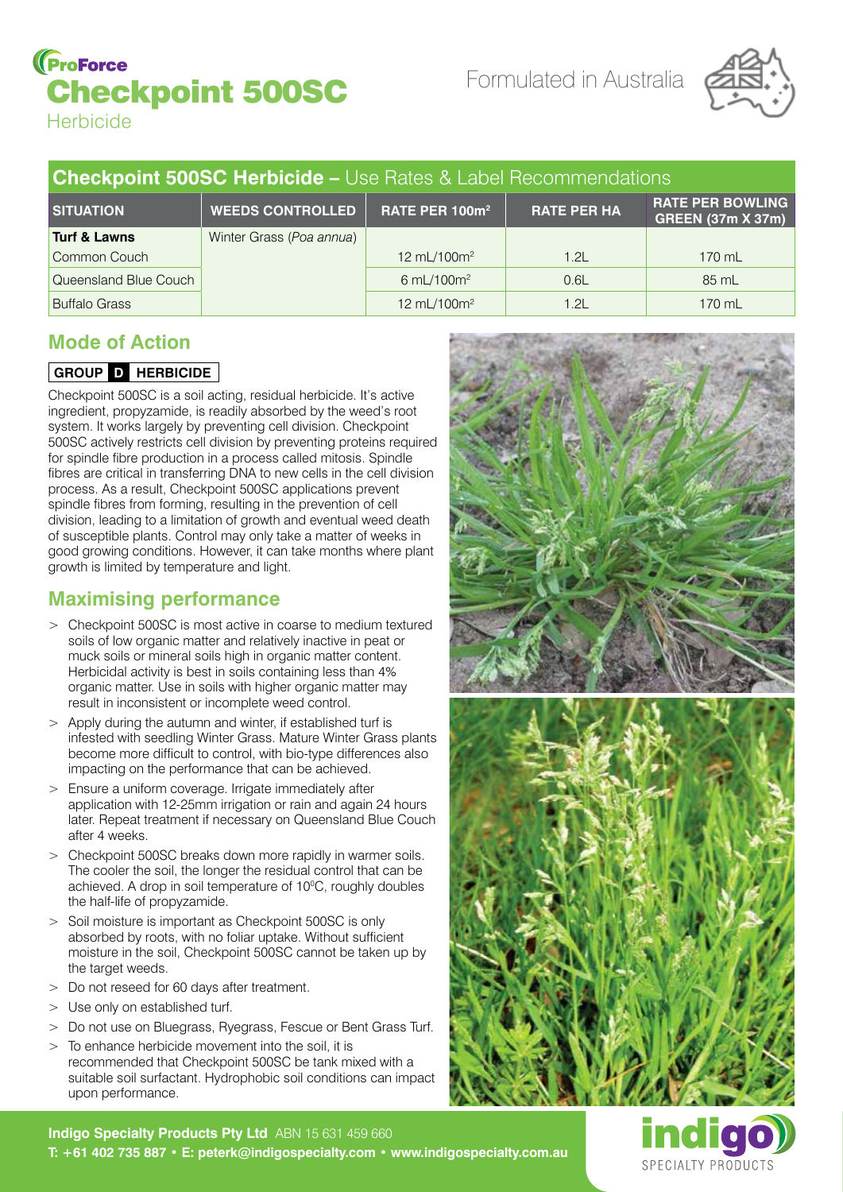ProForce

# Checkpoint 500SC

Herbicide

Formulated in Australia

## Checkpoint 500SC Herbicide – Use Rates & Label Recommendations

| SITUATION | WEEDS CONTROLLED | RATE PER 100m² | RATE PER HA | RATE PER BOWLING GREEN (37m X 37m) |
|---|---|---|---|---|
| **Turf & Lawns** | Winter Grass (*Poa annua*) | | | |
| Common Couch | | 12 mL/100m² | 1.2L | 170 mL |
| Queensland Blue Couch | | 6 mL/100m² | 0.6L | 85 mL |
| Buffalo Grass | | 12 mL/100m² | 1.2L | 170 mL |

## Mode of Action

**GROUP D HERBICIDE**

Checkpoint 500SC is a soil acting, residual herbicide. It's active ingredient, propyzamide, is readily absorbed by the weed's root system. It works largely by preventing cell division. Checkpoint 500SC actively restricts cell division by preventing proteins required for spindle fibre production in a process called mitosis. Spindle fibres are critical in transferring DNA to new cells in the cell division process. As a result, Checkpoint 500SC applications prevent spindle fibres from forming, resulting in the prevention of cell division, leading to a limitation of growth and eventual weed death of susceptible plants. Control may only take a matter of weeks in good growing conditions. However, it can take months where plant growth is limited by temperature and light.

## Maximising performance

- Checkpoint 500SC is most active in coarse to medium textured soils of low organic matter and relatively inactive in peat or muck soils or mineral soils high in organic matter content. Herbicidal activity is best in soils containing less than 4% organic matter. Use in soils with higher organic matter may result in inconsistent or incomplete weed control.
- Apply during the autumn and winter, if established turf is infested with seedling Winter Grass. Mature Winter Grass plants become more difficult to control, with bio-type differences also impacting on the performance that can be achieved.
- Ensure a uniform coverage. Irrigate immediately after application with 12-25mm irrigation or rain and again 24 hours later. Repeat treatment if necessary on Queensland Blue Couch after 4 weeks.
- Checkpoint 500SC breaks down more rapidly in warmer soils. The cooler the soil, the longer the residual control that can be achieved. A drop in soil temperature of 10⁰C, roughly doubles the half-life of propyzamide.
- Soil moisture is important as Checkpoint 500SC is only absorbed by roots, with no foliar uptake. Without sufficient moisture in the soil, Checkpoint 500SC cannot be taken up by the target weeds.
- Do not reseed for 60 days after treatment.
- Use only on established turf.
- Do not use on Bluegrass, Ryegrass, Fescue or Bent Grass Turf.
- To enhance herbicide movement into the soil, it is recommended that Checkpoint 500SC be tank mixed with a suitable soil surfactant. Hydrophobic soil conditions can impact upon performance.

**Indigo Specialty Products Pty Ltd** ABN 15 631 459 660
**T: +61 402 735 887 • E: peterk@indigospecialty.com • www.indigospecialty.com.au**

indigo SPECIALTY PRODUCTS